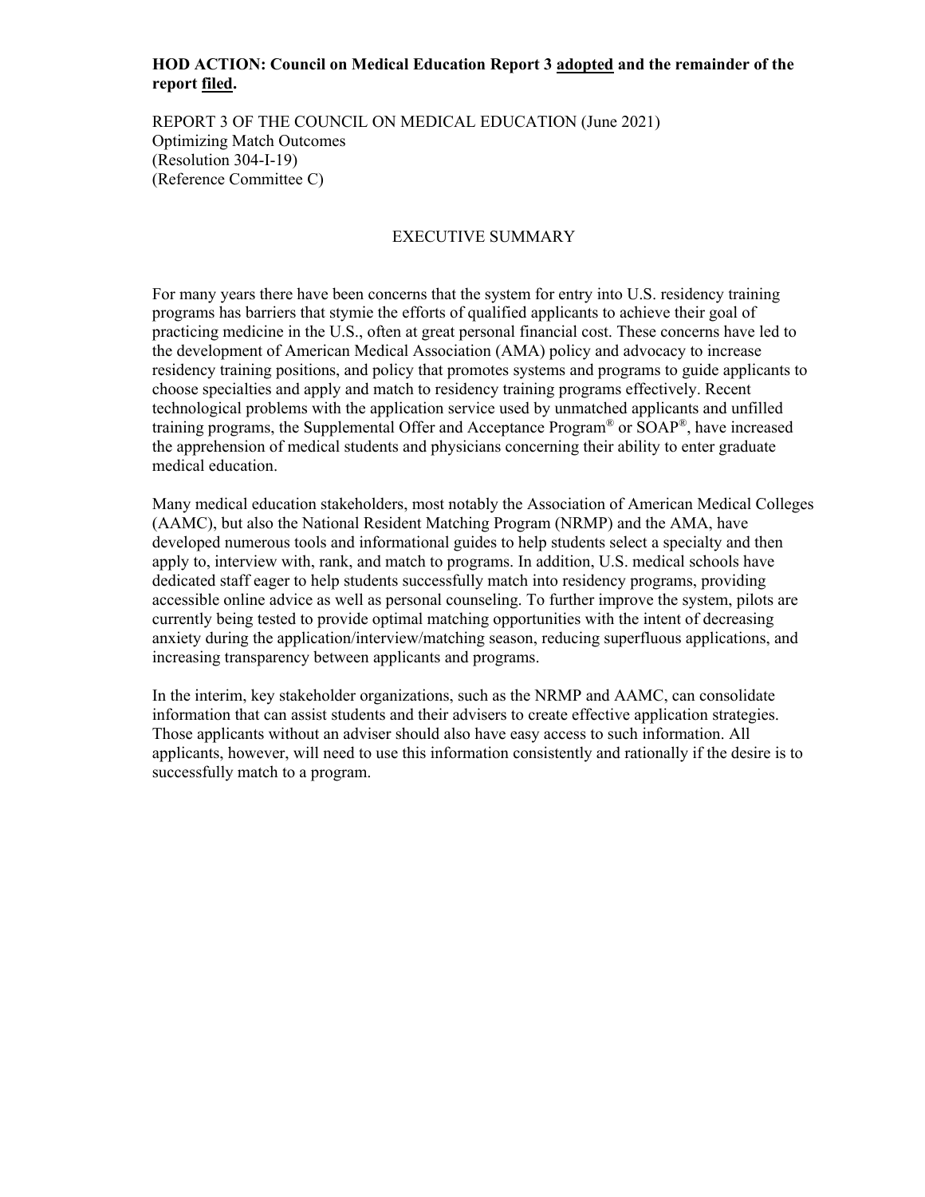**HOD ACTION: Council on Medical Education Report 3 adopted and the remainder of the report filed.**

REPORT 3 OF THE COUNCIL ON MEDICAL EDUCATION (June 2021)
Optimizing Match Outcomes
(Resolution 304-I-19)
(Reference Committee C)

## EXECUTIVE SUMMARY

For many years there have been concerns that the system for entry into U.S. residency training programs has barriers that stymie the efforts of qualified applicants to achieve their goal of practicing medicine in the U.S., often at great personal financial cost. These concerns have led to the development of American Medical Association (AMA) policy and advocacy to increase residency training positions, and policy that promotes systems and programs to guide applicants to choose specialties and apply and match to residency training programs effectively. Recent technological problems with the application service used by unmatched applicants and unfilled training programs, the Supplemental Offer and Acceptance Program® or SOAP®, have increased the apprehension of medical students and physicians concerning their ability to enter graduate medical education.

Many medical education stakeholders, most notably the Association of American Medical Colleges (AAMC), but also the National Resident Matching Program (NRMP) and the AMA, have developed numerous tools and informational guides to help students select a specialty and then apply to, interview with, rank, and match to programs. In addition, U.S. medical schools have dedicated staff eager to help students successfully match into residency programs, providing accessible online advice as well as personal counseling. To further improve the system, pilots are currently being tested to provide optimal matching opportunities with the intent of decreasing anxiety during the application/interview/matching season, reducing superfluous applications, and increasing transparency between applicants and programs.

In the interim, key stakeholder organizations, such as the NRMP and AAMC, can consolidate information that can assist students and their advisers to create effective application strategies. Those applicants without an adviser should also have easy access to such information. All applicants, however, will need to use this information consistently and rationally if the desire is to successfully match to a program.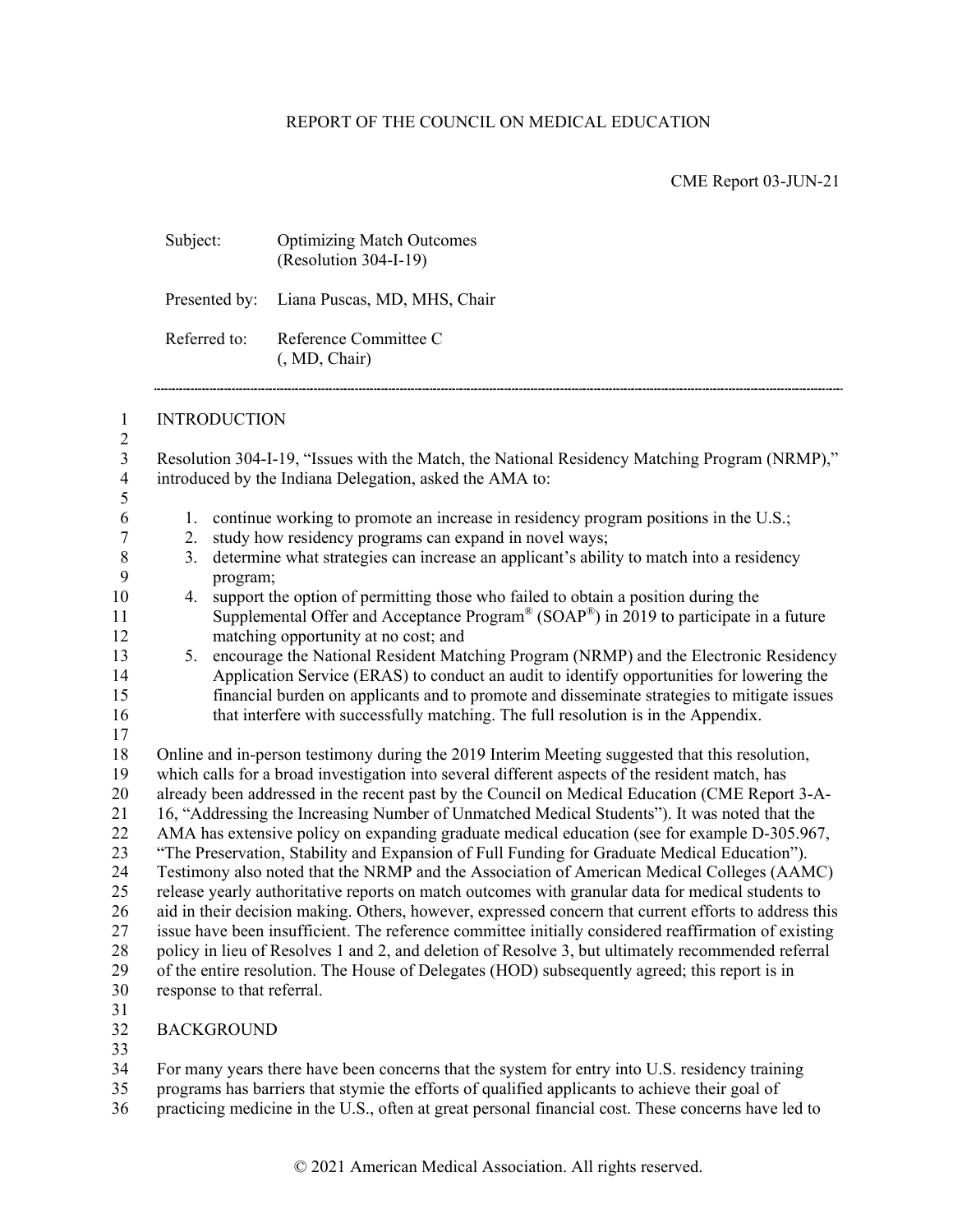REPORT OF THE COUNCIL ON MEDICAL EDUCATION

CME Report 03-JUN-21

Subject: Optimizing Match Outcomes
(Resolution 304-I-19)

Presented by: Liana Puscas, MD, MHS, Chair

Referred to: Reference Committee C
(, MD, Chair)

---

## INTRODUCTION

Resolution 304-I-19, "Issues with the Match, the National Residency Matching Program (NRMP)," introduced by the Indiana Delegation, asked the AMA to:

1. continue working to promote an increase in residency program positions in the U.S.;
2. study how residency programs can expand in novel ways;
3. determine what strategies can increase an applicant's ability to match into a residency program;
4. support the option of permitting those who failed to obtain a position during the Supplemental Offer and Acceptance Program® (SOAP®) in 2019 to participate in a future matching opportunity at no cost; and
5. encourage the National Resident Matching Program (NRMP) and the Electronic Residency Application Service (ERAS) to conduct an audit to identify opportunities for lowering the financial burden on applicants and to promote and disseminate strategies to mitigate issues that interfere with successfully matching. The full resolution is in the Appendix.

Online and in-person testimony during the 2019 Interim Meeting suggested that this resolution, which calls for a broad investigation into several different aspects of the resident match, has already been addressed in the recent past by the Council on Medical Education (CME Report 3-A-16, "Addressing the Increasing Number of Unmatched Medical Students"). It was noted that the AMA has extensive policy on expanding graduate medical education (see for example D-305.967, "The Preservation, Stability and Expansion of Full Funding for Graduate Medical Education"). Testimony also noted that the NRMP and the Association of American Medical Colleges (AAMC) release yearly authoritative reports on match outcomes with granular data for medical students to aid in their decision making. Others, however, expressed concern that current efforts to address this issue have been insufficient. The reference committee initially considered reaffirmation of existing policy in lieu of Resolves 1 and 2, and deletion of Resolve 3, but ultimately recommended referral of the entire resolution. The House of Delegates (HOD) subsequently agreed; this report is in response to that referral.

## BACKGROUND

For many years there have been concerns that the system for entry into U.S. residency training programs has barriers that stymie the efforts of qualified applicants to achieve their goal of practicing medicine in the U.S., often at great personal financial cost. These concerns have led to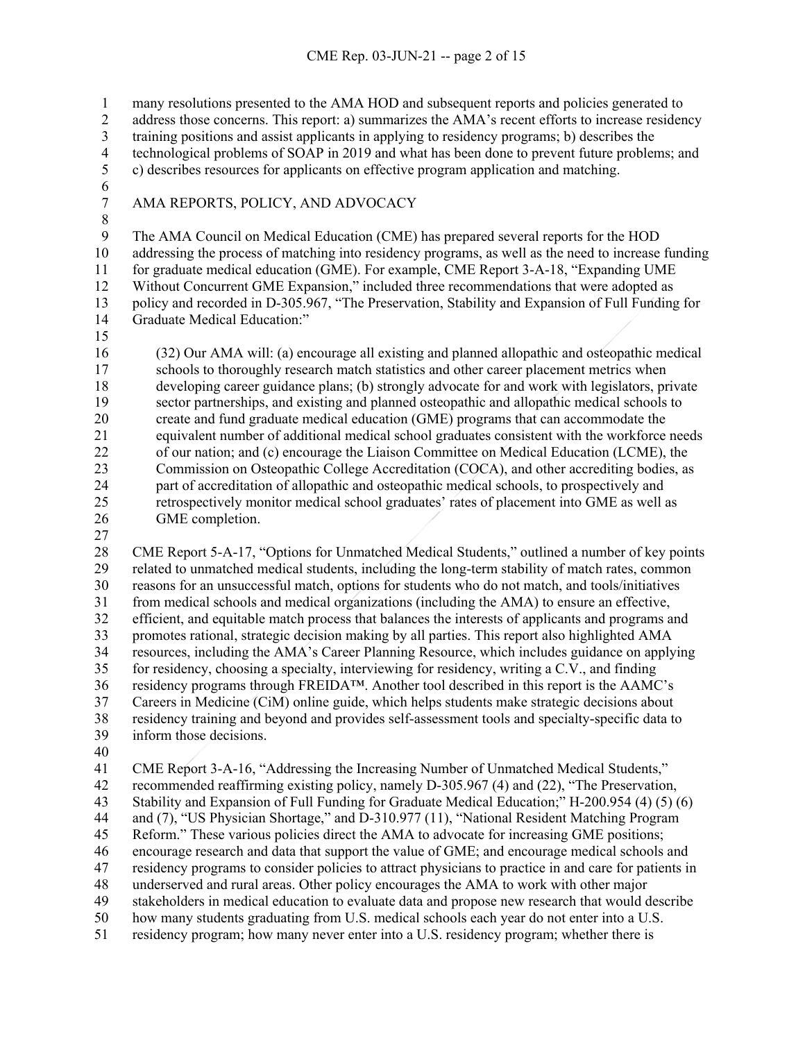many resolutions presented to the AMA HOD and subsequent reports and policies generated to address those concerns. This report: a) summarizes the AMA's recent efforts to increase residency training positions and assist applicants in applying to residency programs; b) describes the technological problems of SOAP in 2019 and what has been done to prevent future problems; and c) describes resources for applicants on effective program application and matching.

## AMA REPORTS, POLICY, AND ADVOCACY

The AMA Council on Medical Education (CME) has prepared several reports for the HOD addressing the process of matching into residency programs, as well as the need to increase funding for graduate medical education (GME). For example, CME Report 3-A-18, "Expanding UME Without Concurrent GME Expansion," included three recommendations that were adopted as policy and recorded in D-305.967, "The Preservation, Stability and Expansion of Full Funding for Graduate Medical Education:"

> (32) Our AMA will: (a) encourage all existing and planned allopathic and osteopathic medical schools to thoroughly research match statistics and other career placement metrics when developing career guidance plans; (b) strongly advocate for and work with legislators, private sector partnerships, and existing and planned osteopathic and allopathic medical schools to create and fund graduate medical education (GME) programs that can accommodate the equivalent number of additional medical school graduates consistent with the workforce needs of our nation; and (c) encourage the Liaison Committee on Medical Education (LCME), the Commission on Osteopathic College Accreditation (COCA), and other accrediting bodies, as part of accreditation of allopathic and osteopathic medical schools, to prospectively and retrospectively monitor medical school graduates' rates of placement into GME as well as GME completion.

CME Report 5-A-17, "Options for Unmatched Medical Students," outlined a number of key points related to unmatched medical students, including the long-term stability of match rates, common reasons for an unsuccessful match, options for students who do not match, and tools/initiatives from medical schools and medical organizations (including the AMA) to ensure an effective, efficient, and equitable match process that balances the interests of applicants and programs and promotes rational, strategic decision making by all parties. This report also highlighted AMA resources, including the AMA's Career Planning Resource, which includes guidance on applying for residency, choosing a specialty, interviewing for residency, writing a C.V., and finding residency programs through FREIDA™. Another tool described in this report is the AAMC's Careers in Medicine (CiM) online guide, which helps students make strategic decisions about residency training and beyond and provides self-assessment tools and specialty-specific data to inform those decisions.

CME Report 3-A-16, "Addressing the Increasing Number of Unmatched Medical Students," recommended reaffirming existing policy, namely D-305.967 (4) and (22), "The Preservation, Stability and Expansion of Full Funding for Graduate Medical Education;" H-200.954 (4) (5) (6) and (7), "US Physician Shortage," and D-310.977 (11), "National Resident Matching Program Reform." These various policies direct the AMA to advocate for increasing GME positions; encourage research and data that support the value of GME; and encourage medical schools and residency programs to consider policies to attract physicians to practice in and care for patients in underserved and rural areas. Other policy encourages the AMA to work with other major stakeholders in medical education to evaluate data and propose new research that would describe how many students graduating from U.S. medical schools each year do not enter into a U.S. residency program; how many never enter into a U.S. residency program; whether there is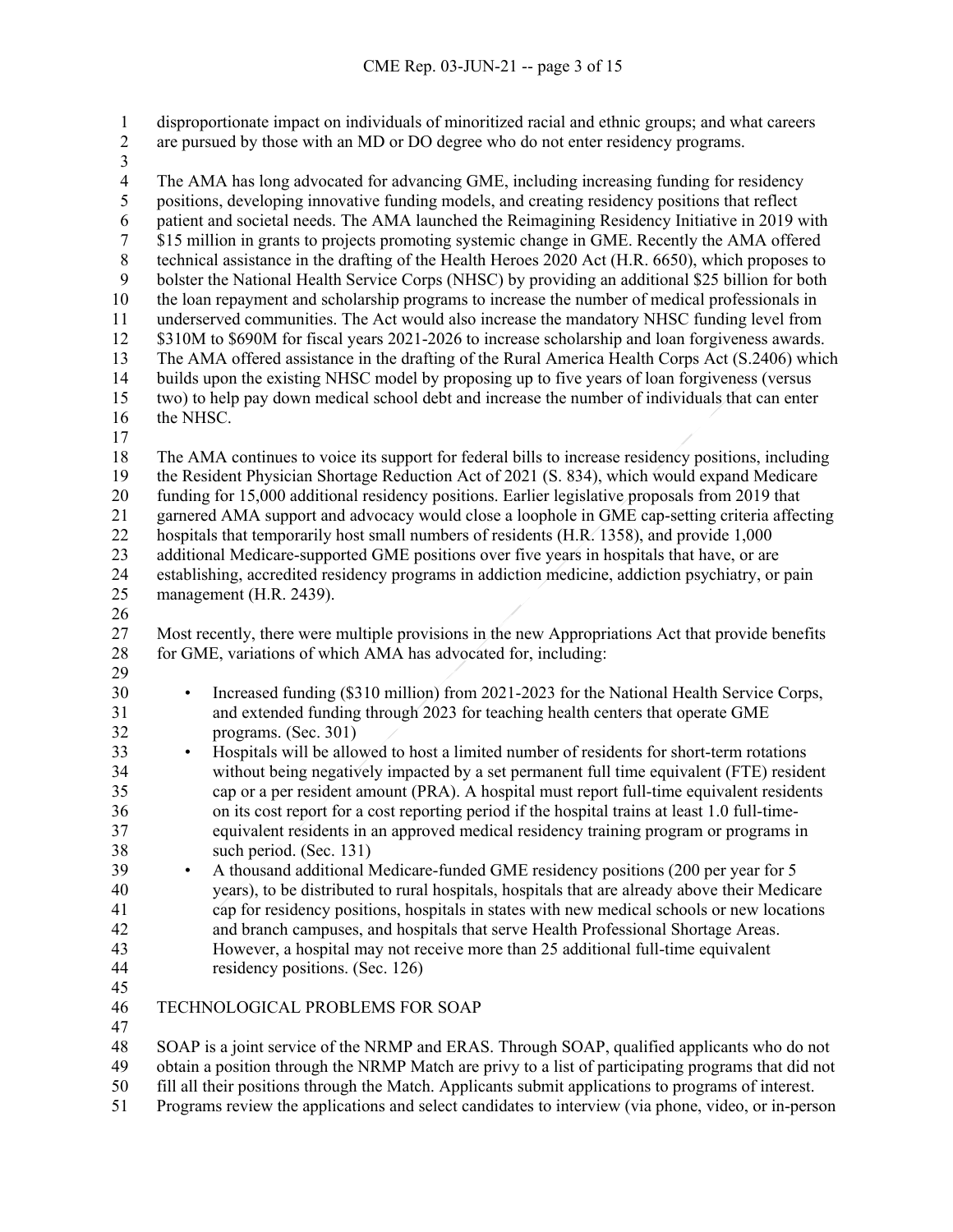disproportionate impact on individuals of minoritized racial and ethnic groups; and what careers are pursued by those with an MD or DO degree who do not enter residency programs.

The AMA has long advocated for advancing GME, including increasing funding for residency positions, developing innovative funding models, and creating residency positions that reflect patient and societal needs. The AMA launched the Reimagining Residency Initiative in 2019 with $15 million in grants to projects promoting systemic change in GME. Recently the AMA offered technical assistance in the drafting of the Health Heroes 2020 Act (H.R. 6650), which proposes to bolster the National Health Service Corps (NHSC) by providing an additional $25 billion for both the loan repayment and scholarship programs to increase the number of medical professionals in underserved communities. The Act would also increase the mandatory NHSC funding level from $310M to $690M for fiscal years 2021-2026 to increase scholarship and loan forgiveness awards. The AMA offered assistance in the drafting of the Rural America Health Corps Act (S.2406) which builds upon the existing NHSC model by proposing up to five years of loan forgiveness (versus two) to help pay down medical school debt and increase the number of individuals that can enter the NHSC.

The AMA continues to voice its support for federal bills to increase residency positions, including the Resident Physician Shortage Reduction Act of 2021 (S. 834), which would expand Medicare funding for 15,000 additional residency positions. Earlier legislative proposals from 2019 that garnered AMA support and advocacy would close a loophole in GME cap-setting criteria affecting hospitals that temporarily host small numbers of residents (H.R. 1358), and provide 1,000 additional Medicare-supported GME positions over five years in hospitals that have, or are establishing, accredited residency programs in addiction medicine, addiction psychiatry, or pain management (H.R. 2439).

Most recently, there were multiple provisions in the new Appropriations Act that provide benefits for GME, variations of which AMA has advocated for, including:

- Increased funding ($310 million) from 2021-2023 for the National Health Service Corps, and extended funding through 2023 for teaching health centers that operate GME programs. (Sec. 301)
- Hospitals will be allowed to host a limited number of residents for short-term rotations without being negatively impacted by a set permanent full time equivalent (FTE) resident cap or a per resident amount (PRA). A hospital must report full-time equivalent residents on its cost report for a cost reporting period if the hospital trains at least 1.0 full-time-equivalent residents in an approved medical residency training program or programs in such period. (Sec. 131)
- A thousand additional Medicare-funded GME residency positions (200 per year for 5 years), to be distributed to rural hospitals, hospitals that are already above their Medicare cap for residency positions, hospitals in states with new medical schools or new locations and branch campuses, and hospitals that serve Health Professional Shortage Areas. However, a hospital may not receive more than 25 additional full-time equivalent residency positions. (Sec. 126)

## TECHNOLOGICAL PROBLEMS FOR SOAP

SOAP is a joint service of the NRMP and ERAS. Through SOAP, qualified applicants who do not obtain a position through the NRMP Match are privy to a list of participating programs that did not fill all their positions through the Match. Applicants submit applications to programs of interest. Programs review the applications and select candidates to interview (via phone, video, or in-person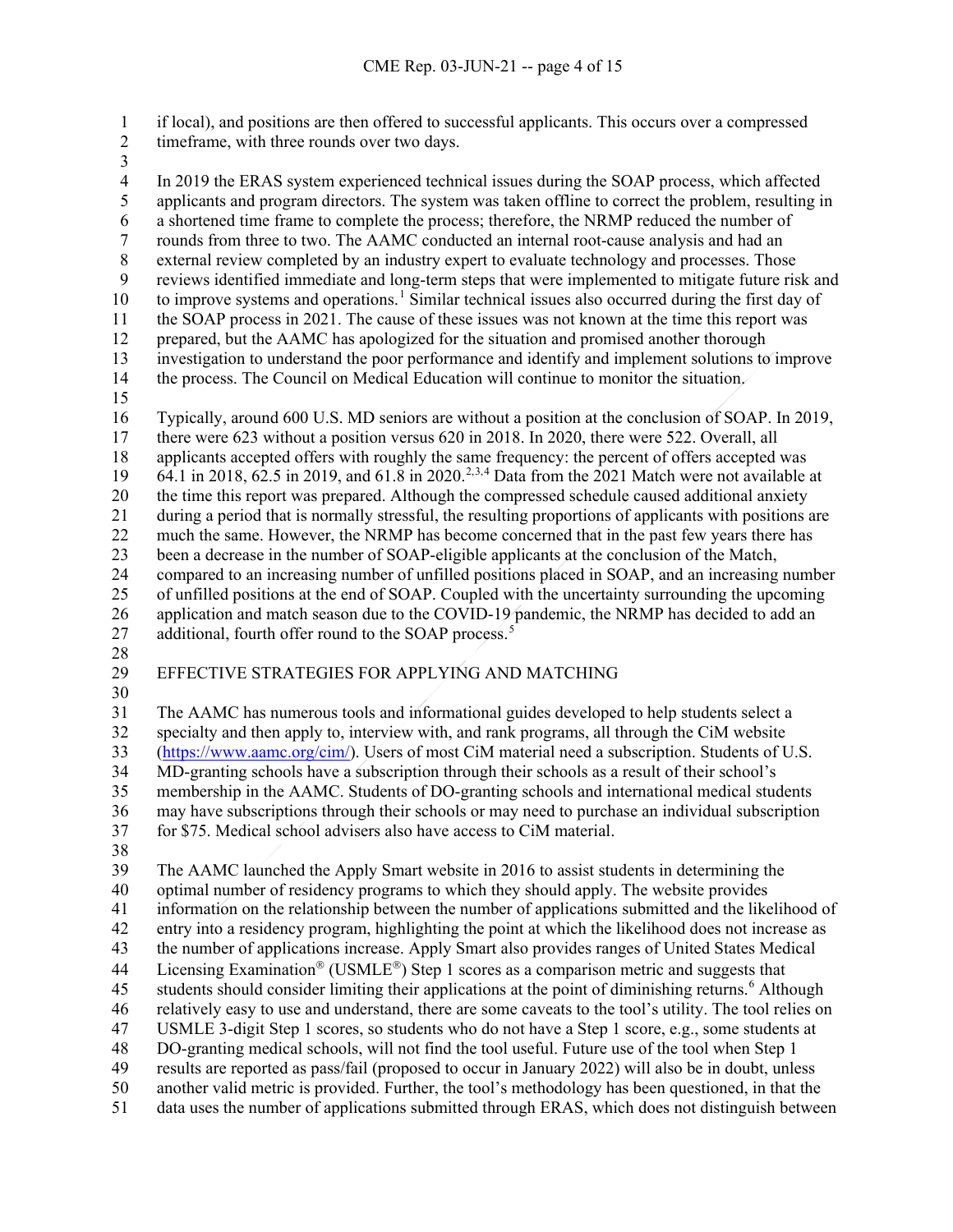if local), and positions are then offered to successful applicants. This occurs over a compressed timeframe, with three rounds over two days.

In 2019 the ERAS system experienced technical issues during the SOAP process, which affected applicants and program directors. The system was taken offline to correct the problem, resulting in a shortened time frame to complete the process; therefore, the NRMP reduced the number of rounds from three to two. The AAMC conducted an internal root-cause analysis and had an external review completed by an industry expert to evaluate technology and processes. Those reviews identified immediate and long-term steps that were implemented to mitigate future risk and to improve systems and operations.[1] Similar technical issues also occurred during the first day of the SOAP process in 2021. The cause of these issues was not known at the time this report was prepared, but the AAMC has apologized for the situation and promised another thorough investigation to understand the poor performance and identify and implement solutions to improve the process. The Council on Medical Education will continue to monitor the situation.

Typically, around 600 U.S. MD seniors are without a position at the conclusion of SOAP. In 2019, there were 623 without a position versus 620 in 2018. In 2020, there were 522. Overall, all applicants accepted offers with roughly the same frequency: the percent of offers accepted was 64.1 in 2018, 62.5 in 2019, and 61.8 in 2020.[2,3,4] Data from the 2021 Match were not available at the time this report was prepared. Although the compressed schedule caused additional anxiety during a period that is normally stressful, the resulting proportions of applicants with positions are much the same. However, the NRMP has become concerned that in the past few years there has been a decrease in the number of SOAP-eligible applicants at the conclusion of the Match, compared to an increasing number of unfilled positions placed in SOAP, and an increasing number of unfilled positions at the end of SOAP. Coupled with the uncertainty surrounding the upcoming application and match season due to the COVID-19 pandemic, the NRMP has decided to add an additional, fourth offer round to the SOAP process.[5]

## EFFECTIVE STRATEGIES FOR APPLYING AND MATCHING

The AAMC has numerous tools and informational guides developed to help students select a specialty and then apply to, interview with, and rank programs, all through the CiM website (https://www.aamc.org/cim/). Users of most CiM material need a subscription. Students of U.S. MD-granting schools have a subscription through their schools as a result of their school's membership in the AAMC. Students of DO-granting schools and international medical students may have subscriptions through their schools or may need to purchase an individual subscription for $75. Medical school advisers also have access to CiM material.

The AAMC launched the Apply Smart website in 2016 to assist students in determining the optimal number of residency programs to which they should apply. The website provides information on the relationship between the number of applications submitted and the likelihood of entry into a residency program, highlighting the point at which the likelihood does not increase as the number of applications increase. Apply Smart also provides ranges of United States Medical Licensing Examination® (USMLE®) Step 1 scores as a comparison metric and suggests that students should consider limiting their applications at the point of diminishing returns.[6] Although relatively easy to use and understand, there are some caveats to the tool's utility. The tool relies on USMLE 3-digit Step 1 scores, so students who do not have a Step 1 score, e.g., some students at DO-granting medical schools, will not find the tool useful. Future use of the tool when Step 1 results are reported as pass/fail (proposed to occur in January 2022) will also be in doubt, unless another valid metric is provided. Further, the tool's methodology has been questioned, in that the data uses the number of applications submitted through ERAS, which does not distinguish between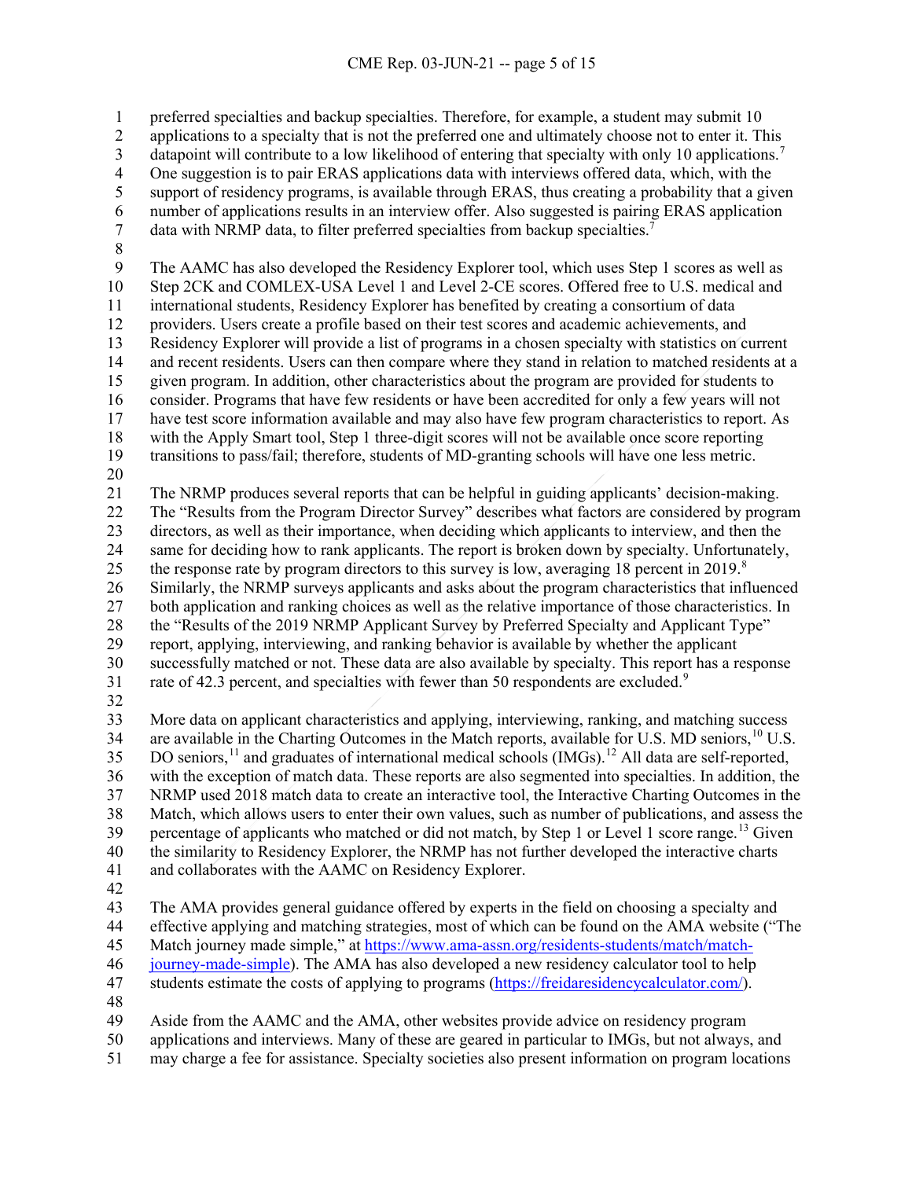preferred specialties and backup specialties. Therefore, for example, a student may submit 10 applications to a specialty that is not the preferred one and ultimately choose not to enter it. This datapoint will contribute to a low likelihood of entering that specialty with only 10 applications.[7] One suggestion is to pair ERAS applications data with interviews offered data, which, with the support of residency programs, is available through ERAS, thus creating a probability that a given number of applications results in an interview offer. Also suggested is pairing ERAS application data with NRMP data, to filter preferred specialties from backup specialties.[7]

The AAMC has also developed the Residency Explorer tool, which uses Step 1 scores as well as Step 2CK and COMLEX-USA Level 1 and Level 2-CE scores. Offered free to U.S. medical and international students, Residency Explorer has benefited by creating a consortium of data providers. Users create a profile based on their test scores and academic achievements, and Residency Explorer will provide a list of programs in a chosen specialty with statistics on current and recent residents. Users can then compare where they stand in relation to matched residents at a given program. In addition, other characteristics about the program are provided for students to consider. Programs that have few residents or have been accredited for only a few years will not have test score information available and may also have few program characteristics to report. As with the Apply Smart tool, Step 1 three-digit scores will not be available once score reporting transitions to pass/fail; therefore, students of MD-granting schools will have one less metric.

The NRMP produces several reports that can be helpful in guiding applicants' decision-making. The "Results from the Program Director Survey" describes what factors are considered by program directors, as well as their importance, when deciding which applicants to interview, and then the same for deciding how to rank applicants. The report is broken down by specialty. Unfortunately, the response rate by program directors to this survey is low, averaging 18 percent in 2019.[8] Similarly, the NRMP surveys applicants and asks about the program characteristics that influenced both application and ranking choices as well as the relative importance of those characteristics. In the "Results of the 2019 NRMP Applicant Survey by Preferred Specialty and Applicant Type" report, applying, interviewing, and ranking behavior is available by whether the applicant successfully matched or not. These data are also available by specialty. This report has a response rate of 42.3 percent, and specialties with fewer than 50 respondents are excluded.[9]

More data on applicant characteristics and applying, interviewing, ranking, and matching success are available in the Charting Outcomes in the Match reports, available for U.S. MD seniors,[10] U.S. DO seniors,[11] and graduates of international medical schools (IMGs).[12] All data are self-reported, with the exception of match data. These reports are also segmented into specialties. In addition, the NRMP used 2018 match data to create an interactive tool, the Interactive Charting Outcomes in the Match, which allows users to enter their own values, such as number of publications, and assess the percentage of applicants who matched or did not match, by Step 1 or Level 1 score range.[13] Given the similarity to Residency Explorer, the NRMP has not further developed the interactive charts and collaborates with the AAMC on Residency Explorer.

The AMA provides general guidance offered by experts in the field on choosing a specialty and effective applying and matching strategies, most of which can be found on the AMA website ("The Match journey made simple," at https://www.ama-assn.org/residents-students/match/match-journey-made-simple). The AMA has also developed a new residency calculator tool to help students estimate the costs of applying to programs (https://freidaresidencycalculator.com/).

Aside from the AAMC and the AMA, other websites provide advice on residency program applications and interviews. Many of these are geared in particular to IMGs, but not always, and may charge a fee for assistance. Specialty societies also present information on program locations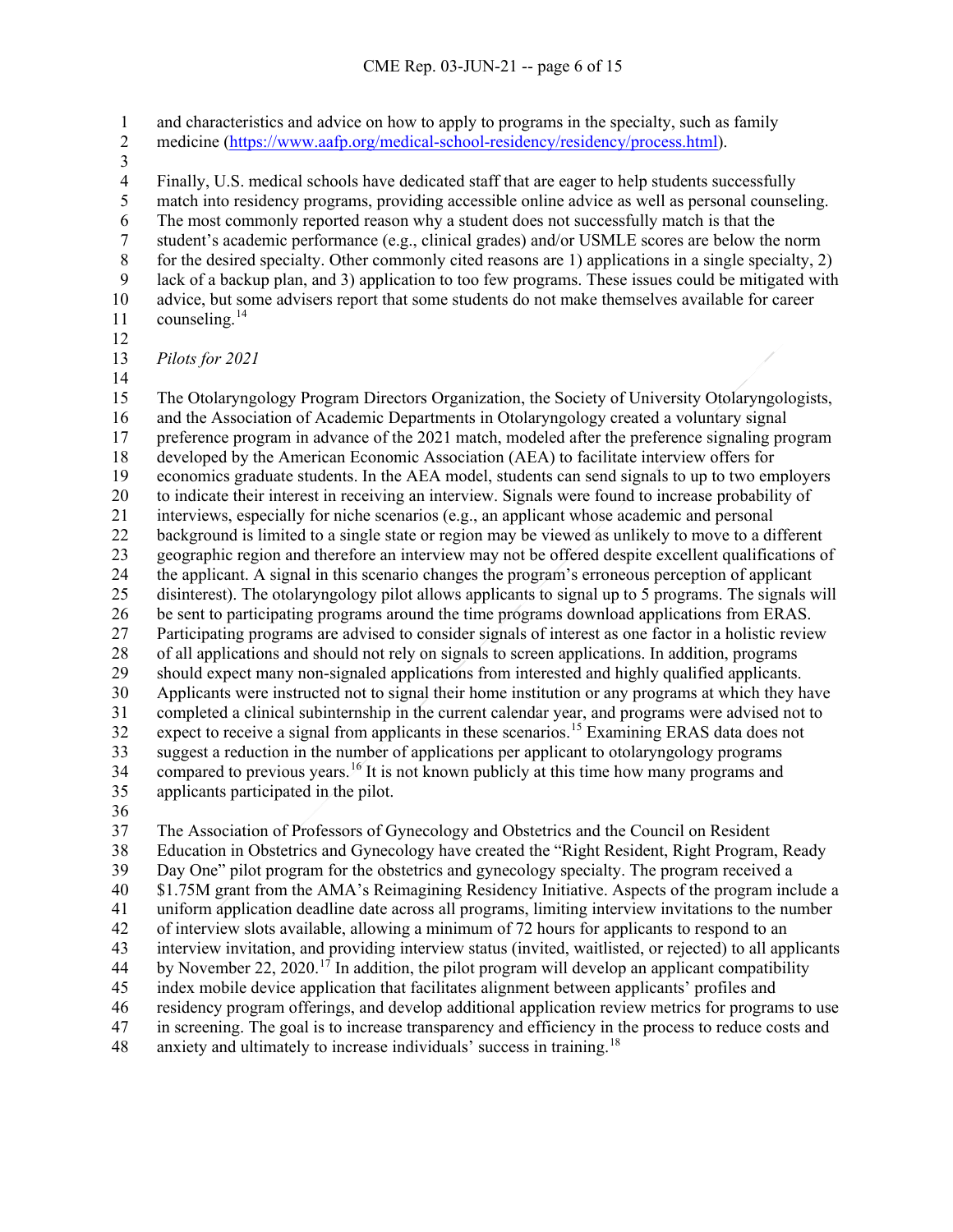and characteristics and advice on how to apply to programs in the specialty, such as family medicine (https://www.aafp.org/medical-school-residency/residency/process.html).

Finally, U.S. medical schools have dedicated staff that are eager to help students successfully match into residency programs, providing accessible online advice as well as personal counseling. The most commonly reported reason why a student does not successfully match is that the student's academic performance (e.g., clinical grades) and/or USMLE scores are below the norm for the desired specialty. Other commonly cited reasons are 1) applications in a single specialty, 2) lack of a backup plan, and 3) application to too few programs. These issues could be mitigated with advice, but some advisers report that some students do not make themselves available for career counseling.[14]

*Pilots for 2021*

The Otolaryngology Program Directors Organization, the Society of University Otolaryngologists, and the Association of Academic Departments in Otolaryngology created a voluntary signal preference program in advance of the 2021 match, modeled after the preference signaling program developed by the American Economic Association (AEA) to facilitate interview offers for economics graduate students. In the AEA model, students can send signals to up to two employers to indicate their interest in receiving an interview. Signals were found to increase probability of interviews, especially for niche scenarios (e.g., an applicant whose academic and personal background is limited to a single state or region may be viewed as unlikely to move to a different geographic region and therefore an interview may not be offered despite excellent qualifications of the applicant. A signal in this scenario changes the program's erroneous perception of applicant disinterest). The otolaryngology pilot allows applicants to signal up to 5 programs. The signals will be sent to participating programs around the time programs download applications from ERAS. Participating programs are advised to consider signals of interest as one factor in a holistic review of all applications and should not rely on signals to screen applications. In addition, programs should expect many non-signaled applications from interested and highly qualified applicants. Applicants were instructed not to signal their home institution or any programs at which they have completed a clinical subinternship in the current calendar year, and programs were advised not to expect to receive a signal from applicants in these scenarios.[15] Examining ERAS data does not suggest a reduction in the number of applications per applicant to otolaryngology programs compared to previous years.[16] It is not known publicly at this time how many programs and applicants participated in the pilot.

The Association of Professors of Gynecology and Obstetrics and the Council on Resident Education in Obstetrics and Gynecology have created the "Right Resident, Right Program, Ready Day One" pilot program for the obstetrics and gynecology specialty. The program received a $1.75M grant from the AMA's Reimagining Residency Initiative. Aspects of the program include a uniform application deadline date across all programs, limiting interview invitations to the number of interview slots available, allowing a minimum of 72 hours for applicants to respond to an interview invitation, and providing interview status (invited, waitlisted, or rejected) to all applicants by November 22, 2020.[17] In addition, the pilot program will develop an applicant compatibility index mobile device application that facilitates alignment between applicants' profiles and residency program offerings, and develop additional application review metrics for programs to use in screening. The goal is to increase transparency and efficiency in the process to reduce costs and anxiety and ultimately to increase individuals' success in training.[18]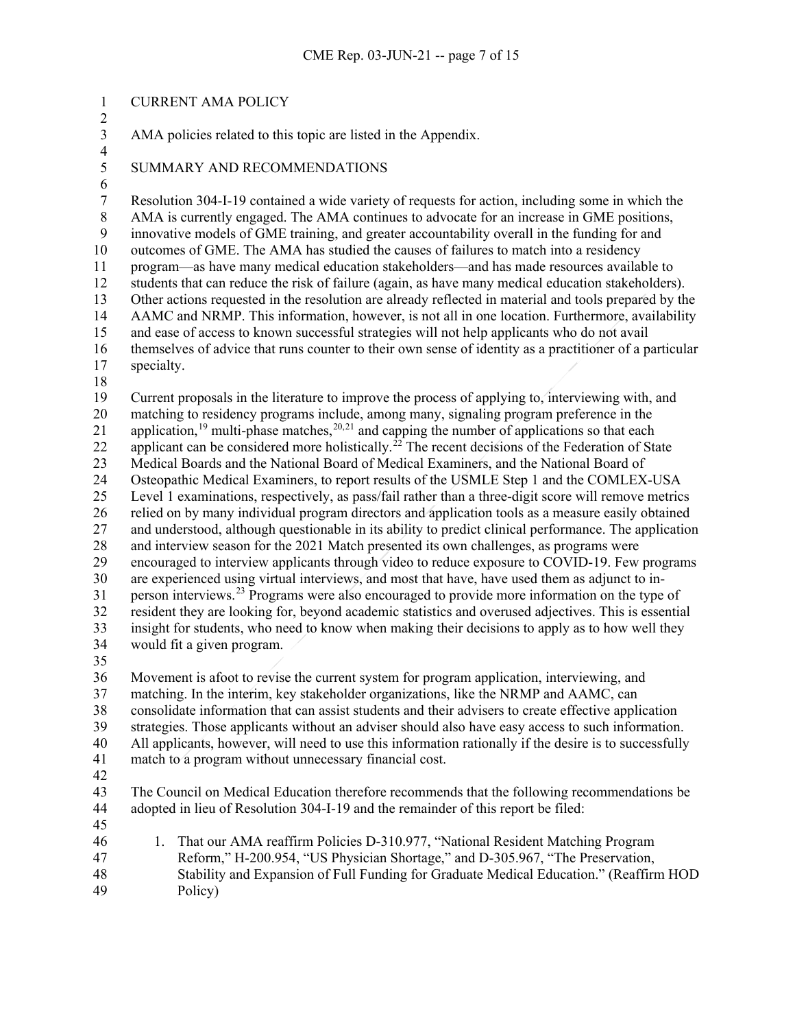## CURRENT AMA POLICY

AMA policies related to this topic are listed in the Appendix.

## SUMMARY AND RECOMMENDATIONS

Resolution 304-I-19 contained a wide variety of requests for action, including some in which the AMA is currently engaged. The AMA continues to advocate for an increase in GME positions, innovative models of GME training, and greater accountability overall in the funding for and outcomes of GME. The AMA has studied the causes of failures to match into a residency program—as have many medical education stakeholders—and has made resources available to students that can reduce the risk of failure (again, as have many medical education stakeholders). Other actions requested in the resolution are already reflected in material and tools prepared by the AAMC and NRMP. This information, however, is not all in one location. Furthermore, availability and ease of access to known successful strategies will not help applicants who do not avail themselves of advice that runs counter to their own sense of identity as a practitioner of a particular specialty.

Current proposals in the literature to improve the process of applying to, interviewing with, and matching to residency programs include, among many, signaling program preference in the application,[19] multi-phase matches,[20,21] and capping the number of applications so that each applicant can be considered more holistically.[22] The recent decisions of the Federation of State Medical Boards and the National Board of Medical Examiners, and the National Board of Osteopathic Medical Examiners, to report results of the USMLE Step 1 and the COMLEX-USA Level 1 examinations, respectively, as pass/fail rather than a three-digit score will remove metrics relied on by many individual program directors and application tools as a measure easily obtained and understood, although questionable in its ability to predict clinical performance. The application and interview season for the 2021 Match presented its own challenges, as programs were encouraged to interview applicants through video to reduce exposure to COVID-19. Few programs are experienced using virtual interviews, and most that have, have used them as adjunct to in-person interviews.[23] Programs were also encouraged to provide more information on the type of resident they are looking for, beyond academic statistics and overused adjectives. This is essential insight for students, who need to know when making their decisions to apply as to how well they would fit a given program.

Movement is afoot to revise the current system for program application, interviewing, and matching. In the interim, key stakeholder organizations, like the NRMP and AAMC, can consolidate information that can assist students and their advisers to create effective application strategies. Those applicants without an adviser should also have easy access to such information. All applicants, however, will need to use this information rationally if the desire is to successfully match to a program without unnecessary financial cost.

The Council on Medical Education therefore recommends that the following recommendations be adopted in lieu of Resolution 304-I-19 and the remainder of this report be filed:

1. That our AMA reaffirm Policies D-310.977, "National Resident Matching Program Reform," H-200.954, "US Physician Shortage," and D-305.967, "The Preservation, Stability and Expansion of Full Funding for Graduate Medical Education." (Reaffirm HOD Policy)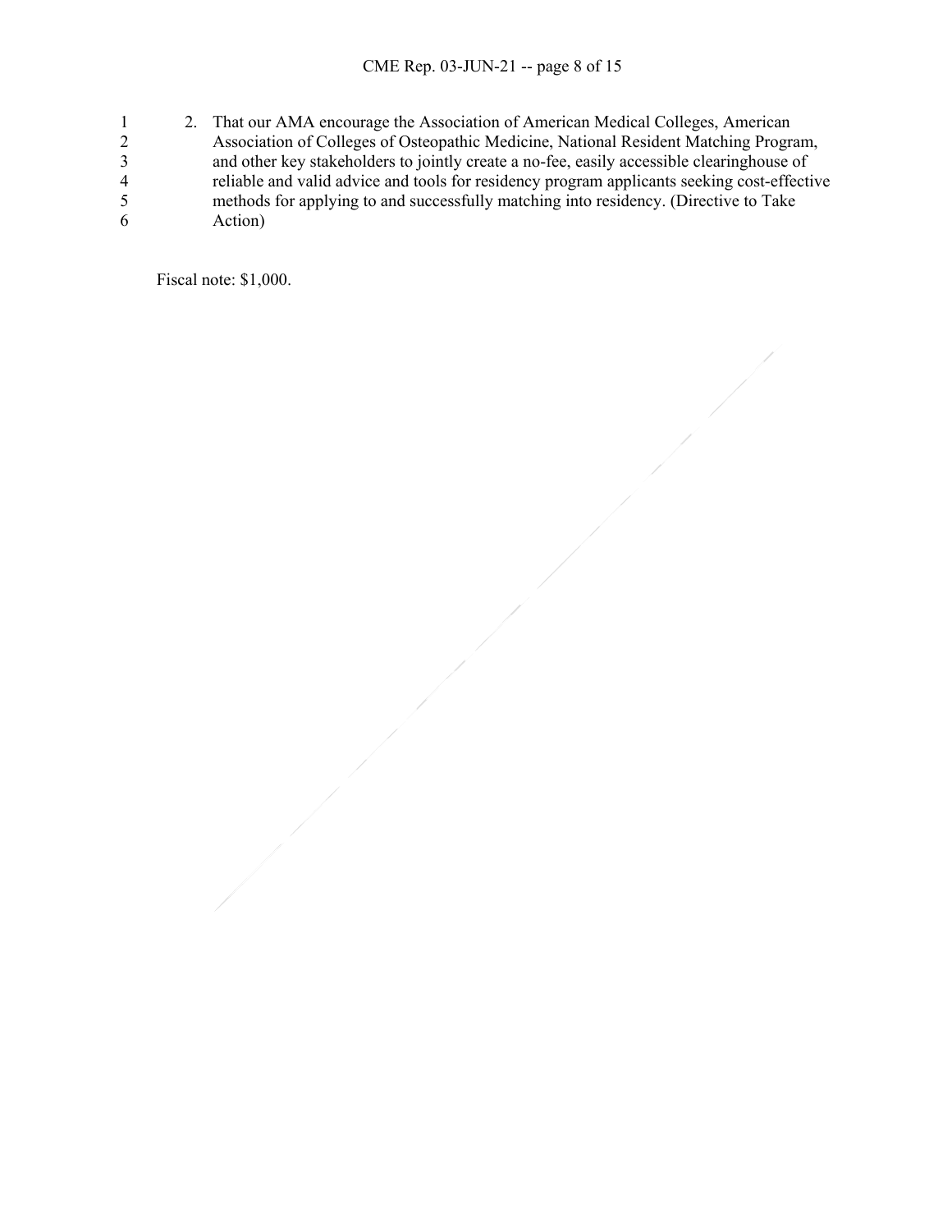2. That our AMA encourage the Association of American Medical Colleges, American Association of Colleges of Osteopathic Medicine, National Resident Matching Program, and other key stakeholders to jointly create a no-fee, easily accessible clearinghouse of reliable and valid advice and tools for residency program applicants seeking cost-effective methods for applying to and successfully matching into residency. (Directive to Take Action)

Fiscal note: $1,000.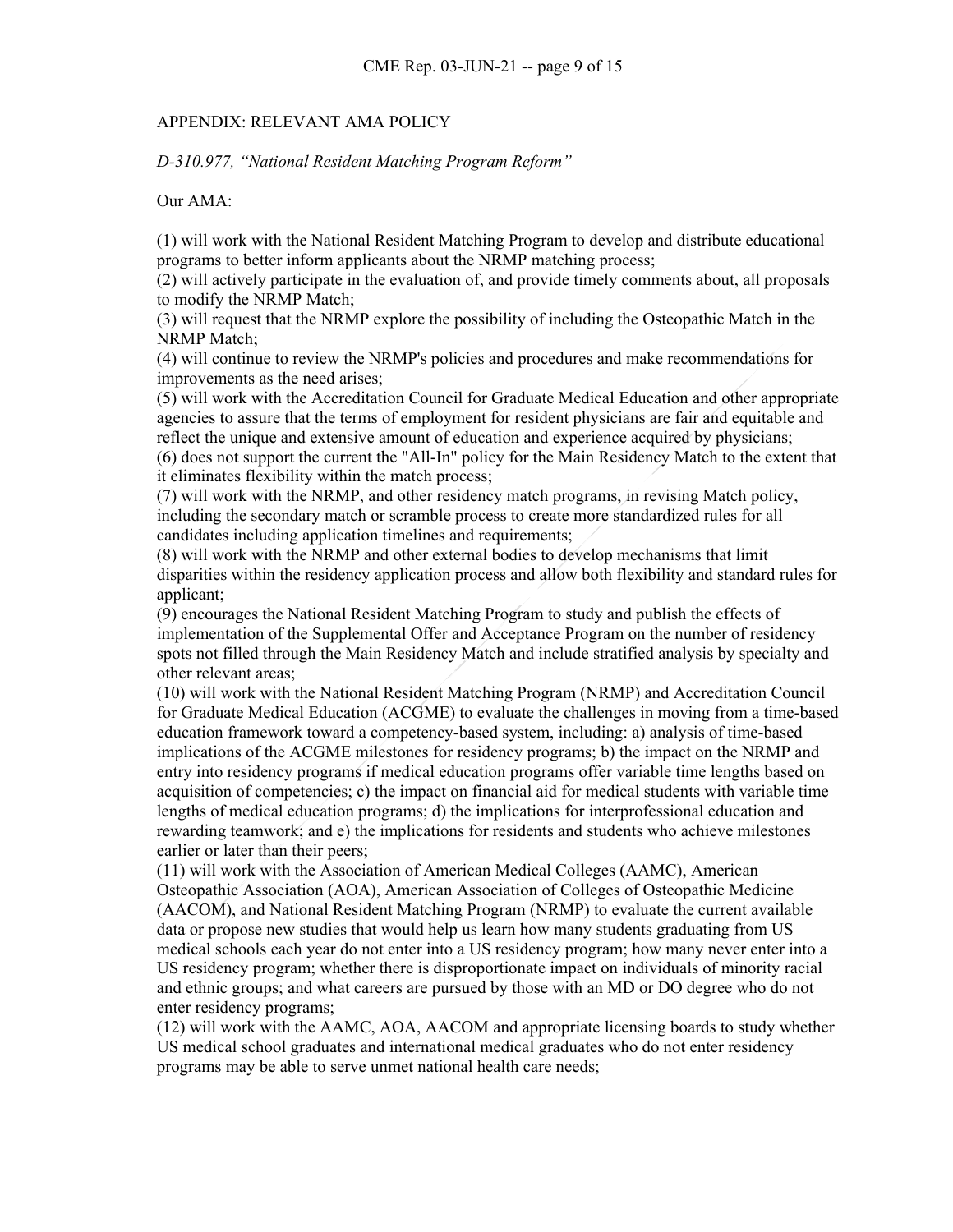## APPENDIX: RELEVANT AMA POLICY

*D-310.977, "National Resident Matching Program Reform"*

Our AMA:

(1) will work with the National Resident Matching Program to develop and distribute educational programs to better inform applicants about the NRMP matching process;
(2) will actively participate in the evaluation of, and provide timely comments about, all proposals to modify the NRMP Match;
(3) will request that the NRMP explore the possibility of including the Osteopathic Match in the NRMP Match;
(4) will continue to review the NRMP's policies and procedures and make recommendations for improvements as the need arises;
(5) will work with the Accreditation Council for Graduate Medical Education and other appropriate agencies to assure that the terms of employment for resident physicians are fair and equitable and reflect the unique and extensive amount of education and experience acquired by physicians;
(6) does not support the current the "All-In" policy for the Main Residency Match to the extent that it eliminates flexibility within the match process;
(7) will work with the NRMP, and other residency match programs, in revising Match policy, including the secondary match or scramble process to create more standardized rules for all candidates including application timelines and requirements;
(8) will work with the NRMP and other external bodies to develop mechanisms that limit disparities within the residency application process and allow both flexibility and standard rules for applicant;
(9) encourages the National Resident Matching Program to study and publish the effects of implementation of the Supplemental Offer and Acceptance Program on the number of residency spots not filled through the Main Residency Match and include stratified analysis by specialty and other relevant areas;
(10) will work with the National Resident Matching Program (NRMP) and Accreditation Council for Graduate Medical Education (ACGME) to evaluate the challenges in moving from a time-based education framework toward a competency-based system, including: a) analysis of time-based implications of the ACGME milestones for residency programs; b) the impact on the NRMP and entry into residency programs if medical education programs offer variable time lengths based on acquisition of competencies; c) the impact on financial aid for medical students with variable time lengths of medical education programs; d) the implications for interprofessional education and rewarding teamwork; and e) the implications for residents and students who achieve milestones earlier or later than their peers;
(11) will work with the Association of American Medical Colleges (AAMC), American Osteopathic Association (AOA), American Association of Colleges of Osteopathic Medicine (AACOM), and National Resident Matching Program (NRMP) to evaluate the current available data or propose new studies that would help us learn how many students graduating from US medical schools each year do not enter into a US residency program; how many never enter into a US residency program; whether there is disproportionate impact on individuals of minority racial and ethnic groups; and what careers are pursued by those with an MD or DO degree who do not enter residency programs;
(12) will work with the AAMC, AOA, AACOM and appropriate licensing boards to study whether US medical school graduates and international medical graduates who do not enter residency programs may be able to serve unmet national health care needs;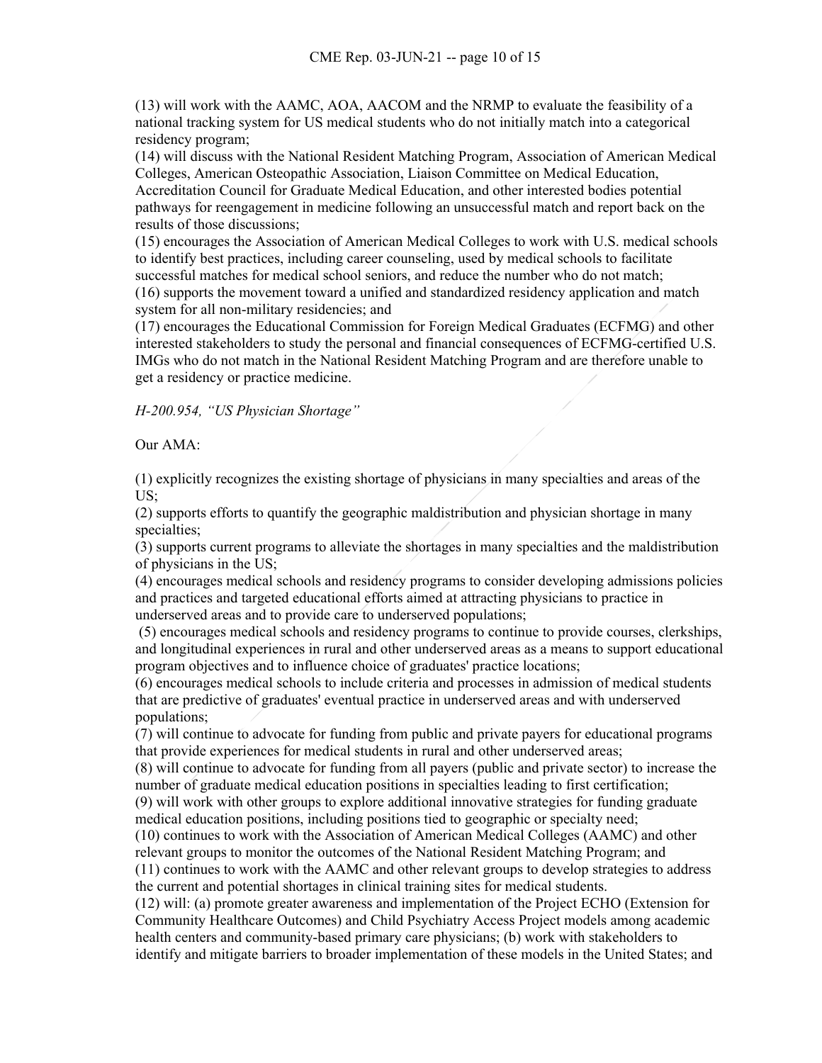(13) will work with the AAMC, AOA, AACOM and the NRMP to evaluate the feasibility of a national tracking system for US medical students who do not initially match into a categorical residency program;
(14) will discuss with the National Resident Matching Program, Association of American Medical Colleges, American Osteopathic Association, Liaison Committee on Medical Education, Accreditation Council for Graduate Medical Education, and other interested bodies potential pathways for reengagement in medicine following an unsuccessful match and report back on the results of those discussions;
(15) encourages the Association of American Medical Colleges to work with U.S. medical schools to identify best practices, including career counseling, used by medical schools to facilitate successful matches for medical school seniors, and reduce the number who do not match;
(16) supports the movement toward a unified and standardized residency application and match system for all non-military residencies; and
(17) encourages the Educational Commission for Foreign Medical Graduates (ECFMG) and other interested stakeholders to study the personal and financial consequences of ECFMG-certified U.S. IMGs who do not match in the National Resident Matching Program and are therefore unable to get a residency or practice medicine.

*H-200.954, "US Physician Shortage"*

Our AMA:

(1) explicitly recognizes the existing shortage of physicians in many specialties and areas of the US;
(2) supports efforts to quantify the geographic maldistribution and physician shortage in many specialties;
(3) supports current programs to alleviate the shortages in many specialties and the maldistribution of physicians in the US;
(4) encourages medical schools and residency programs to consider developing admissions policies and practices and targeted educational efforts aimed at attracting physicians to practice in underserved areas and to provide care to underserved populations;
(5) encourages medical schools and residency programs to continue to provide courses, clerkships, and longitudinal experiences in rural and other underserved areas as a means to support educational program objectives and to influence choice of graduates' practice locations;
(6) encourages medical schools to include criteria and processes in admission of medical students that are predictive of graduates' eventual practice in underserved areas and with underserved populations;
(7) will continue to advocate for funding from public and private payers for educational programs that provide experiences for medical students in rural and other underserved areas;
(8) will continue to advocate for funding from all payers (public and private sector) to increase the number of graduate medical education positions in specialties leading to first certification;
(9) will work with other groups to explore additional innovative strategies for funding graduate medical education positions, including positions tied to geographic or specialty need;
(10) continues to work with the Association of American Medical Colleges (AAMC) and other relevant groups to monitor the outcomes of the National Resident Matching Program; and
(11) continues to work with the AAMC and other relevant groups to develop strategies to address the current and potential shortages in clinical training sites for medical students.
(12) will: (a) promote greater awareness and implementation of the Project ECHO (Extension for Community Healthcare Outcomes) and Child Psychiatry Access Project models among academic health centers and community-based primary care physicians; (b) work with stakeholders to identify and mitigate barriers to broader implementation of these models in the United States; and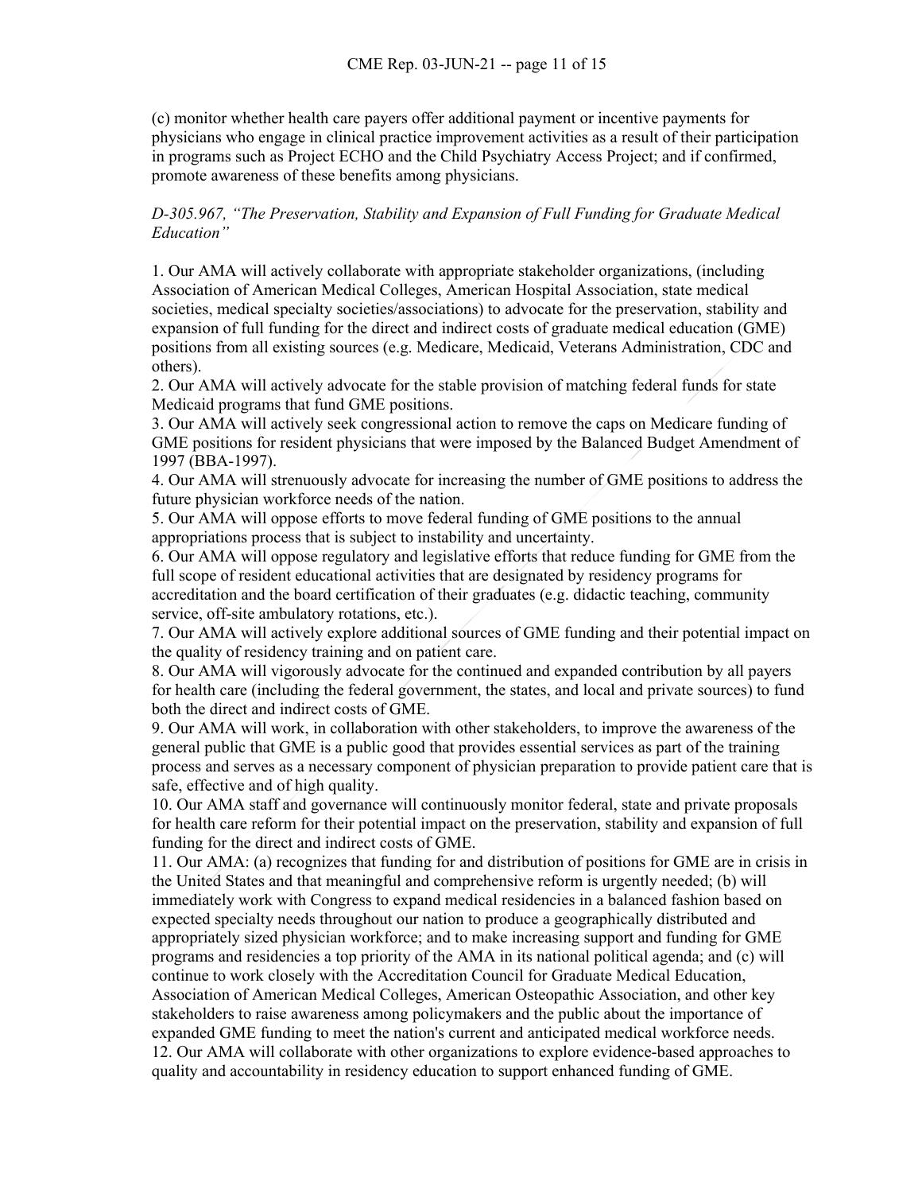(c) monitor whether health care payers offer additional payment or incentive payments for physicians who engage in clinical practice improvement activities as a result of their participation in programs such as Project ECHO and the Child Psychiatry Access Project; and if confirmed, promote awareness of these benefits among physicians.

*D-305.967, "The Preservation, Stability and Expansion of Full Funding for Graduate Medical Education"*

1. Our AMA will actively collaborate with appropriate stakeholder organizations, (including Association of American Medical Colleges, American Hospital Association, state medical societies, medical specialty societies/associations) to advocate for the preservation, stability and expansion of full funding for the direct and indirect costs of graduate medical education (GME) positions from all existing sources (e.g. Medicare, Medicaid, Veterans Administration, CDC and others).
2. Our AMA will actively advocate for the stable provision of matching federal funds for state Medicaid programs that fund GME positions.
3. Our AMA will actively seek congressional action to remove the caps on Medicare funding of GME positions for resident physicians that were imposed by the Balanced Budget Amendment of 1997 (BBA-1997).
4. Our AMA will strenuously advocate for increasing the number of GME positions to address the future physician workforce needs of the nation.
5. Our AMA will oppose efforts to move federal funding of GME positions to the annual appropriations process that is subject to instability and uncertainty.
6. Our AMA will oppose regulatory and legislative efforts that reduce funding for GME from the full scope of resident educational activities that are designated by residency programs for accreditation and the board certification of their graduates (e.g. didactic teaching, community service, off-site ambulatory rotations, etc.).
7. Our AMA will actively explore additional sources of GME funding and their potential impact on the quality of residency training and on patient care.
8. Our AMA will vigorously advocate for the continued and expanded contribution by all payers for health care (including the federal government, the states, and local and private sources) to fund both the direct and indirect costs of GME.
9. Our AMA will work, in collaboration with other stakeholders, to improve the awareness of the general public that GME is a public good that provides essential services as part of the training process and serves as a necessary component of physician preparation to provide patient care that is safe, effective and of high quality.
10. Our AMA staff and governance will continuously monitor federal, state and private proposals for health care reform for their potential impact on the preservation, stability and expansion of full funding for the direct and indirect costs of GME.
11. Our AMA: (a) recognizes that funding for and distribution of positions for GME are in crisis in the United States and that meaningful and comprehensive reform is urgently needed; (b) will immediately work with Congress to expand medical residencies in a balanced fashion based on expected specialty needs throughout our nation to produce a geographically distributed and appropriately sized physician workforce; and to make increasing support and funding for GME programs and residencies a top priority of the AMA in its national political agenda; and (c) will continue to work closely with the Accreditation Council for Graduate Medical Education, Association of American Medical Colleges, American Osteopathic Association, and other key stakeholders to raise awareness among policymakers and the public about the importance of expanded GME funding to meet the nation's current and anticipated medical workforce needs.
12. Our AMA will collaborate with other organizations to explore evidence-based approaches to quality and accountability in residency education to support enhanced funding of GME.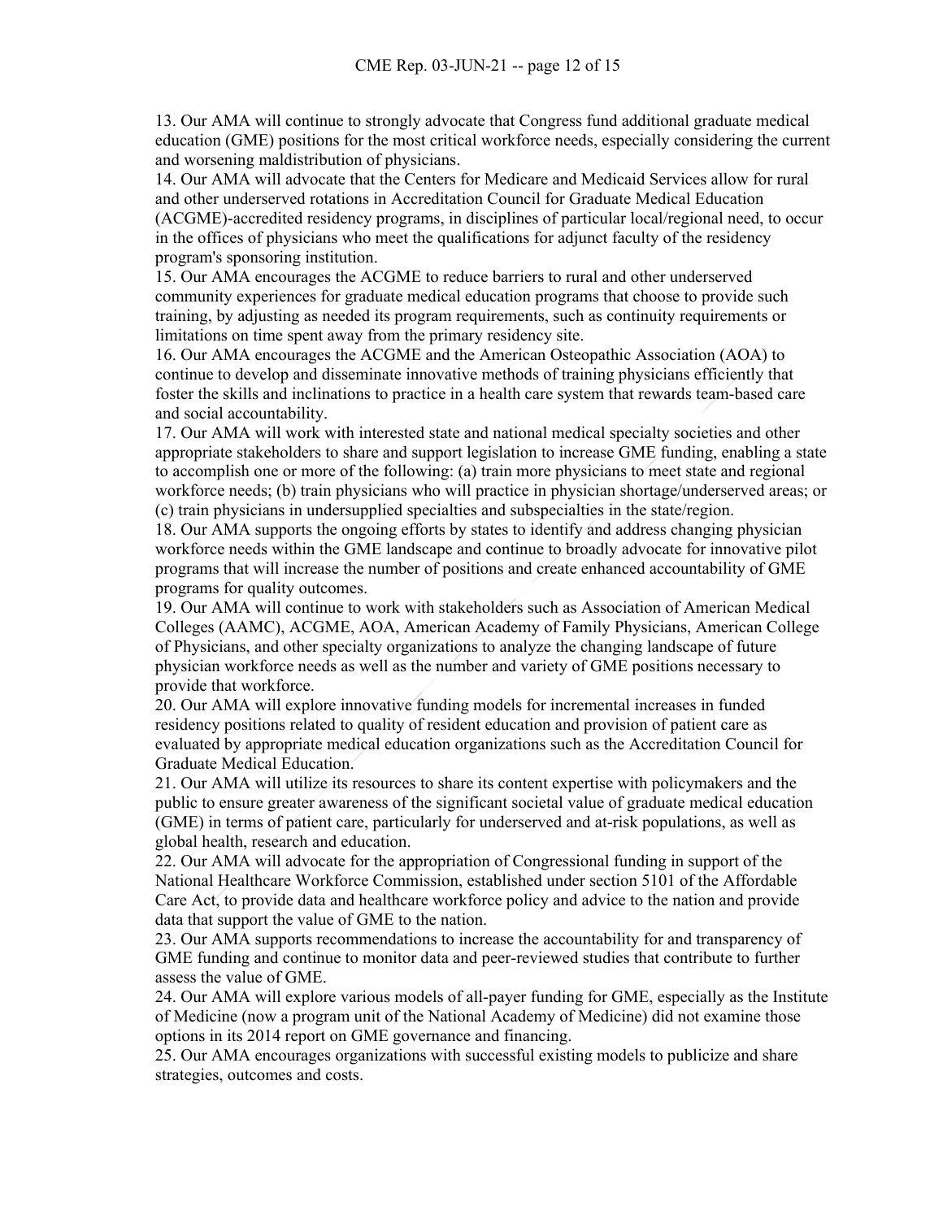13. Our AMA will continue to strongly advocate that Congress fund additional graduate medical education (GME) positions for the most critical workforce needs, especially considering the current and worsening maldistribution of physicians.

14. Our AMA will advocate that the Centers for Medicare and Medicaid Services allow for rural and other underserved rotations in Accreditation Council for Graduate Medical Education (ACGME)-accredited residency programs, in disciplines of particular local/regional need, to occur in the offices of physicians who meet the qualifications for adjunct faculty of the residency program's sponsoring institution.

15. Our AMA encourages the ACGME to reduce barriers to rural and other underserved community experiences for graduate medical education programs that choose to provide such training, by adjusting as needed its program requirements, such as continuity requirements or limitations on time spent away from the primary residency site.

16. Our AMA encourages the ACGME and the American Osteopathic Association (AOA) to continue to develop and disseminate innovative methods of training physicians efficiently that foster the skills and inclinations to practice in a health care system that rewards team-based care and social accountability.

17. Our AMA will work with interested state and national medical specialty societies and other appropriate stakeholders to share and support legislation to increase GME funding, enabling a state to accomplish one or more of the following: (a) train more physicians to meet state and regional workforce needs; (b) train physicians who will practice in physician shortage/underserved areas; or (c) train physicians in undersupplied specialties and subspecialties in the state/region.

18. Our AMA supports the ongoing efforts by states to identify and address changing physician workforce needs within the GME landscape and continue to broadly advocate for innovative pilot programs that will increase the number of positions and create enhanced accountability of GME programs for quality outcomes.

19. Our AMA will continue to work with stakeholders such as Association of American Medical Colleges (AAMC), ACGME, AOA, American Academy of Family Physicians, American College of Physicians, and other specialty organizations to analyze the changing landscape of future physician workforce needs as well as the number and variety of GME positions necessary to provide that workforce.

20. Our AMA will explore innovative funding models for incremental increases in funded residency positions related to quality of resident education and provision of patient care as evaluated by appropriate medical education organizations such as the Accreditation Council for Graduate Medical Education.

21. Our AMA will utilize its resources to share its content expertise with policymakers and the public to ensure greater awareness of the significant societal value of graduate medical education (GME) in terms of patient care, particularly for underserved and at-risk populations, as well as global health, research and education.

22. Our AMA will advocate for the appropriation of Congressional funding in support of the National Healthcare Workforce Commission, established under section 5101 of the Affordable Care Act, to provide data and healthcare workforce policy and advice to the nation and provide data that support the value of GME to the nation.

23. Our AMA supports recommendations to increase the accountability for and transparency of GME funding and continue to monitor data and peer-reviewed studies that contribute to further assess the value of GME.

24. Our AMA will explore various models of all-payer funding for GME, especially as the Institute of Medicine (now a program unit of the National Academy of Medicine) did not examine those options in its 2014 report on GME governance and financing.

25. Our AMA encourages organizations with successful existing models to publicize and share strategies, outcomes and costs.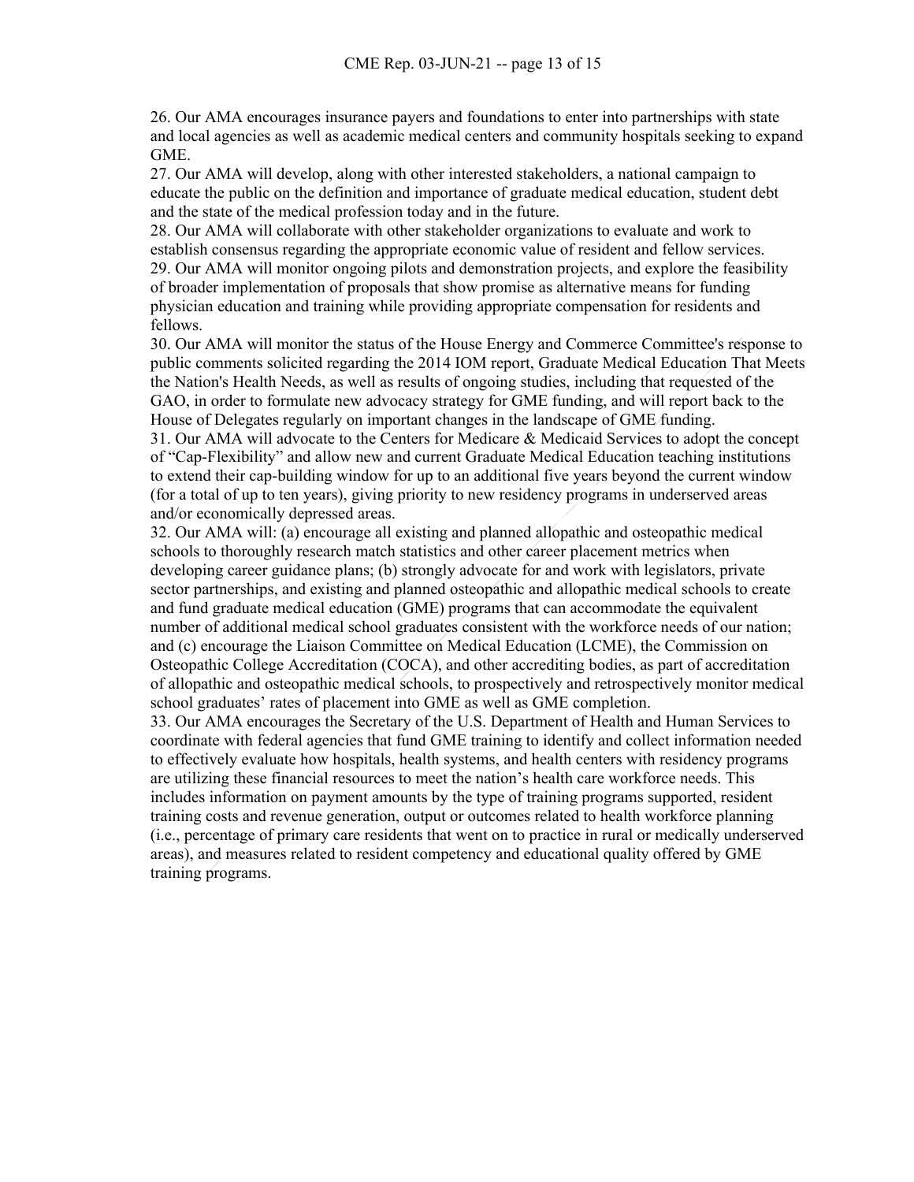26. Our AMA encourages insurance payers and foundations to enter into partnerships with state and local agencies as well as academic medical centers and community hospitals seeking to expand GME.
27. Our AMA will develop, along with other interested stakeholders, a national campaign to educate the public on the definition and importance of graduate medical education, student debt and the state of the medical profession today and in the future.
28. Our AMA will collaborate with other stakeholder organizations to evaluate and work to establish consensus regarding the appropriate economic value of resident and fellow services.
29. Our AMA will monitor ongoing pilots and demonstration projects, and explore the feasibility of broader implementation of proposals that show promise as alternative means for funding physician education and training while providing appropriate compensation for residents and fellows.
30. Our AMA will monitor the status of the House Energy and Commerce Committee's response to public comments solicited regarding the 2014 IOM report, Graduate Medical Education That Meets the Nation's Health Needs, as well as results of ongoing studies, including that requested of the GAO, in order to formulate new advocacy strategy for GME funding, and will report back to the House of Delegates regularly on important changes in the landscape of GME funding.
31. Our AMA will advocate to the Centers for Medicare & Medicaid Services to adopt the concept of "Cap-Flexibility" and allow new and current Graduate Medical Education teaching institutions to extend their cap-building window for up to an additional five years beyond the current window (for a total of up to ten years), giving priority to new residency programs in underserved areas and/or economically depressed areas.
32. Our AMA will: (a) encourage all existing and planned allopathic and osteopathic medical schools to thoroughly research match statistics and other career placement metrics when developing career guidance plans; (b) strongly advocate for and work with legislators, private sector partnerships, and existing and planned osteopathic and allopathic medical schools to create and fund graduate medical education (GME) programs that can accommodate the equivalent number of additional medical school graduates consistent with the workforce needs of our nation; and (c) encourage the Liaison Committee on Medical Education (LCME), the Commission on Osteopathic College Accreditation (COCA), and other accrediting bodies, as part of accreditation of allopathic and osteopathic medical schools, to prospectively and retrospectively monitor medical school graduates' rates of placement into GME as well as GME completion.
33. Our AMA encourages the Secretary of the U.S. Department of Health and Human Services to coordinate with federal agencies that fund GME training to identify and collect information needed to effectively evaluate how hospitals, health systems, and health centers with residency programs are utilizing these financial resources to meet the nation's health care workforce needs. This includes information on payment amounts by the type of training programs supported, resident training costs and revenue generation, output or outcomes related to health workforce planning (i.e., percentage of primary care residents that went on to practice in rural or medically underserved areas), and measures related to resident competency and educational quality offered by GME training programs.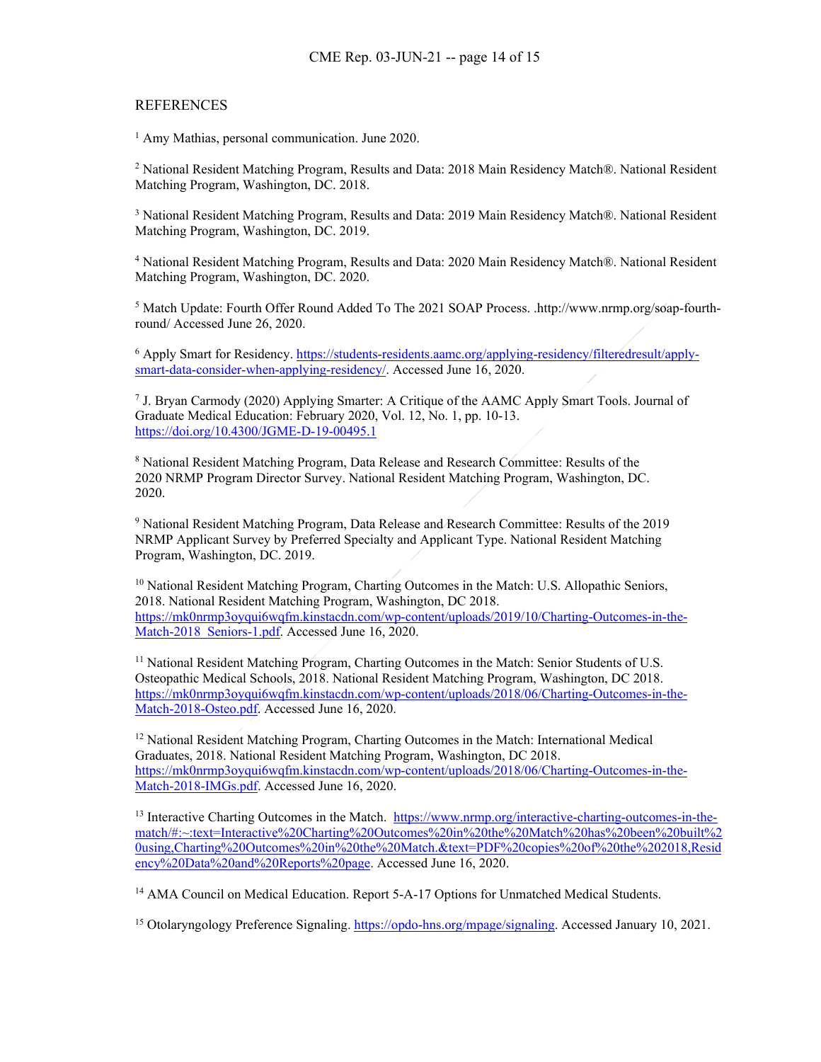REFERENCES

[1] Amy Mathias, personal communication. June 2020.

[2] National Resident Matching Program, Results and Data: 2018 Main Residency Match®. National Resident Matching Program, Washington, DC. 2018.

[3] National Resident Matching Program, Results and Data: 2019 Main Residency Match®. National Resident Matching Program, Washington, DC. 2019.

[4] National Resident Matching Program, Results and Data: 2020 Main Residency Match®. National Resident Matching Program, Washington, DC. 2020.

[5] Match Update: Fourth Offer Round Added To The 2021 SOAP Process. .http://www.nrmp.org/soap-fourth-round/ Accessed June 26, 2020.

[6] Apply Smart for Residency. https://students-residents.aamc.org/applying-residency/filteredresult/apply-smart-data-consider-when-applying-residency/. Accessed June 16, 2020.

[7] J. Bryan Carmody (2020) Applying Smarter: A Critique of the AAMC Apply Smart Tools. Journal of Graduate Medical Education: February 2020, Vol. 12, No. 1, pp. 10-13. https://doi.org/10.4300/JGME-D-19-00495.1

[8] National Resident Matching Program, Data Release and Research Committee: Results of the 2020 NRMP Program Director Survey. National Resident Matching Program, Washington, DC. 2020.

[9] National Resident Matching Program, Data Release and Research Committee: Results of the 2019 NRMP Applicant Survey by Preferred Specialty and Applicant Type. National Resident Matching Program, Washington, DC. 2019.

[10] National Resident Matching Program, Charting Outcomes in the Match: U.S. Allopathic Seniors, 2018. National Resident Matching Program, Washington, DC 2018. https://mk0nrmp3oyqui6wqfm.kinstacdn.com/wp-content/uploads/2019/10/Charting-Outcomes-in-the-Match-2018_Seniors-1.pdf. Accessed June 16, 2020.

[11] National Resident Matching Program, Charting Outcomes in the Match: Senior Students of U.S. Osteopathic Medical Schools, 2018. National Resident Matching Program, Washington, DC 2018. https://mk0nrmp3oyqui6wqfm.kinstacdn.com/wp-content/uploads/2018/06/Charting-Outcomes-in-the-Match-2018-Osteo.pdf. Accessed June 16, 2020.

[12] National Resident Matching Program, Charting Outcomes in the Match: International Medical Graduates, 2018. National Resident Matching Program, Washington, DC 2018. https://mk0nrmp3oyqui6wqfm.kinstacdn.com/wp-content/uploads/2018/06/Charting-Outcomes-in-the-Match-2018-IMGs.pdf. Accessed June 16, 2020.

[13] Interactive Charting Outcomes in the Match. https://www.nrmp.org/interactive-charting-outcomes-in-the-match/#:~:text=Interactive%20Charting%20Outcomes%20in%20the%20Match%20has%20been%20built%20using,Charting%20Outcomes%20in%20the%20Match.&text=PDF%20copies%20of%20the%202018,Residency%20Data%20and%20Reports%20page. Accessed June 16, 2020.

[14] AMA Council on Medical Education. Report 5-A-17 Options for Unmatched Medical Students.

[15] Otolaryngology Preference Signaling. https://opdo-hns.org/mpage/signaling. Accessed January 10, 2021.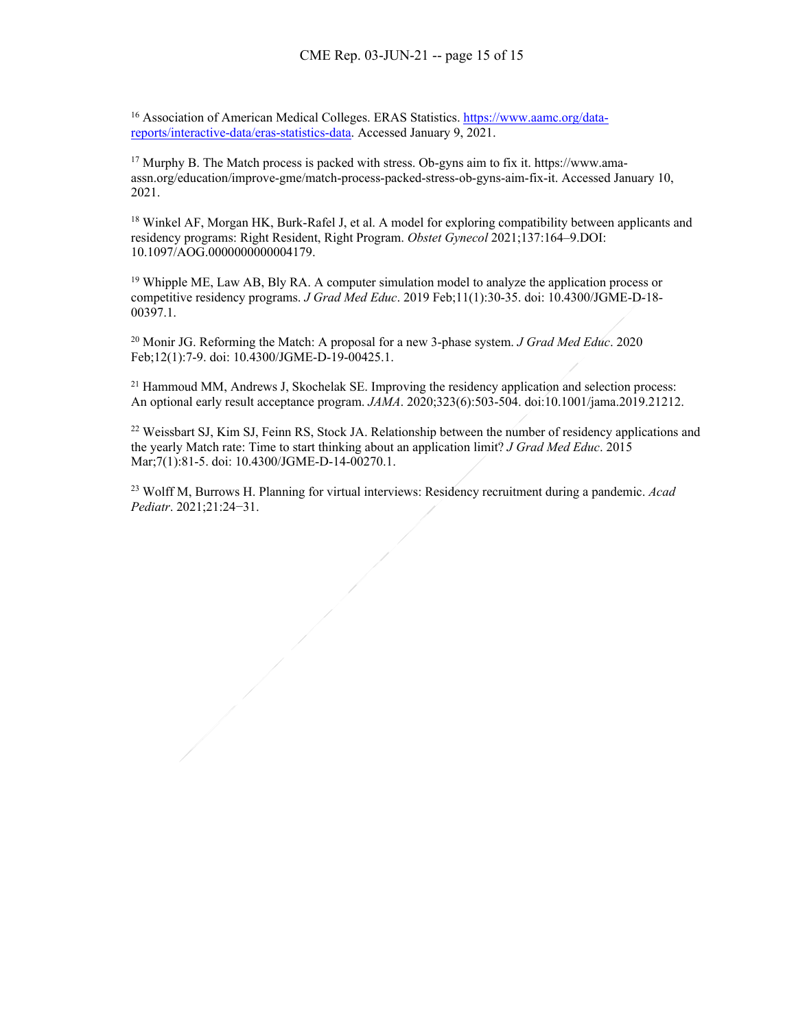[16] Association of American Medical Colleges. ERAS Statistics. https://www.aamc.org/data-reports/interactive-data/eras-statistics-data. Accessed January 9, 2021.

[17] Murphy B. The Match process is packed with stress. Ob-gyns aim to fix it. https://www.ama-assn.org/education/improve-gme/match-process-packed-stress-ob-gyns-aim-fix-it. Accessed January 10, 2021.

[18] Winkel AF, Morgan HK, Burk-Rafel J, et al. A model for exploring compatibility between applicants and residency programs: Right Resident, Right Program. *Obstet Gynecol* 2021;137:164–9.DOI: 10.1097/AOG.0000000000004179.

[19] Whipple ME, Law AB, Bly RA. A computer simulation model to analyze the application process or competitive residency programs. *J Grad Med Educ*. 2019 Feb;11(1):30-35. doi: 10.4300/JGME-D-18-00397.1.

[20] Monir JG. Reforming the Match: A proposal for a new 3-phase system. *J Grad Med Educ*. 2020 Feb;12(1):7-9. doi: 10.4300/JGME-D-19-00425.1.

[21] Hammoud MM, Andrews J, Skochelak SE. Improving the residency application and selection process: An optional early result acceptance program. *JAMA*. 2020;323(6):503-504. doi:10.1001/jama.2019.21212.

[22] Weissbart SJ, Kim SJ, Feinn RS, Stock JA. Relationship between the number of residency applications and the yearly Match rate: Time to start thinking about an application limit? *J Grad Med Educ*. 2015 Mar;7(1):81-5. doi: 10.4300/JGME-D-14-00270.1.

[23] Wolff M, Burrows H. Planning for virtual interviews: Residency recruitment during a pandemic. *Acad Pediatr*. 2021;21:24−31.